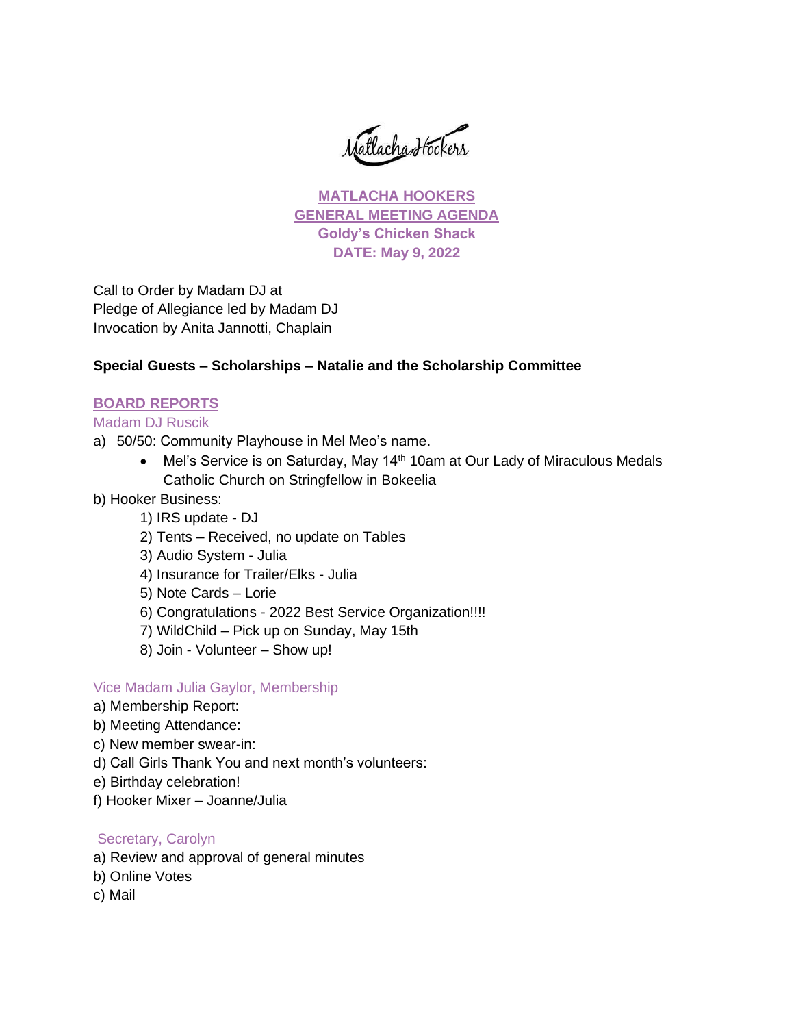# MATLACHA HOOKERS
## GENERAL MEETING AGENDA
**Goldy's Chicken Shack**
**DATE: May 9, 2022**

Call to Order by Madam DJ at
Pledge of Allegiance led by Madam DJ
Invocation by Anita Jannotti, Chaplain

**Special Guests – Scholarships – Natalie and the Scholarship Committee**

## BOARD REPORTS

### Madam DJ Ruscik

a) 50/50: Community Playhouse in Mel Meo's name.
   - Mel's Service is on Saturday, May 14th 10am at Our Lady of Miraculous Medals Catholic Church on Stringfellow in Bokeelia

b) Hooker Business:
   1) IRS update - DJ
   2) Tents – Received, no update on Tables
   3) Audio System - Julia
   4) Insurance for Trailer/Elks - Julia
   5) Note Cards – Lorie
   6) Congratulations - 2022 Best Service Organization!!!!
   7) WildChild – Pick up on Sunday, May 15th
   8) Join - Volunteer – Show up!

### Vice Madam Julia Gaylor, Membership

a) Membership Report:
b) Meeting Attendance:
c) New member swear-in:
d) Call Girls Thank You and next month's volunteers:
e) Birthday celebration!
f) Hooker Mixer – Joanne/Julia

### Secretary, Carolyn

a) Review and approval of general minutes
b) Online Votes
c) Mail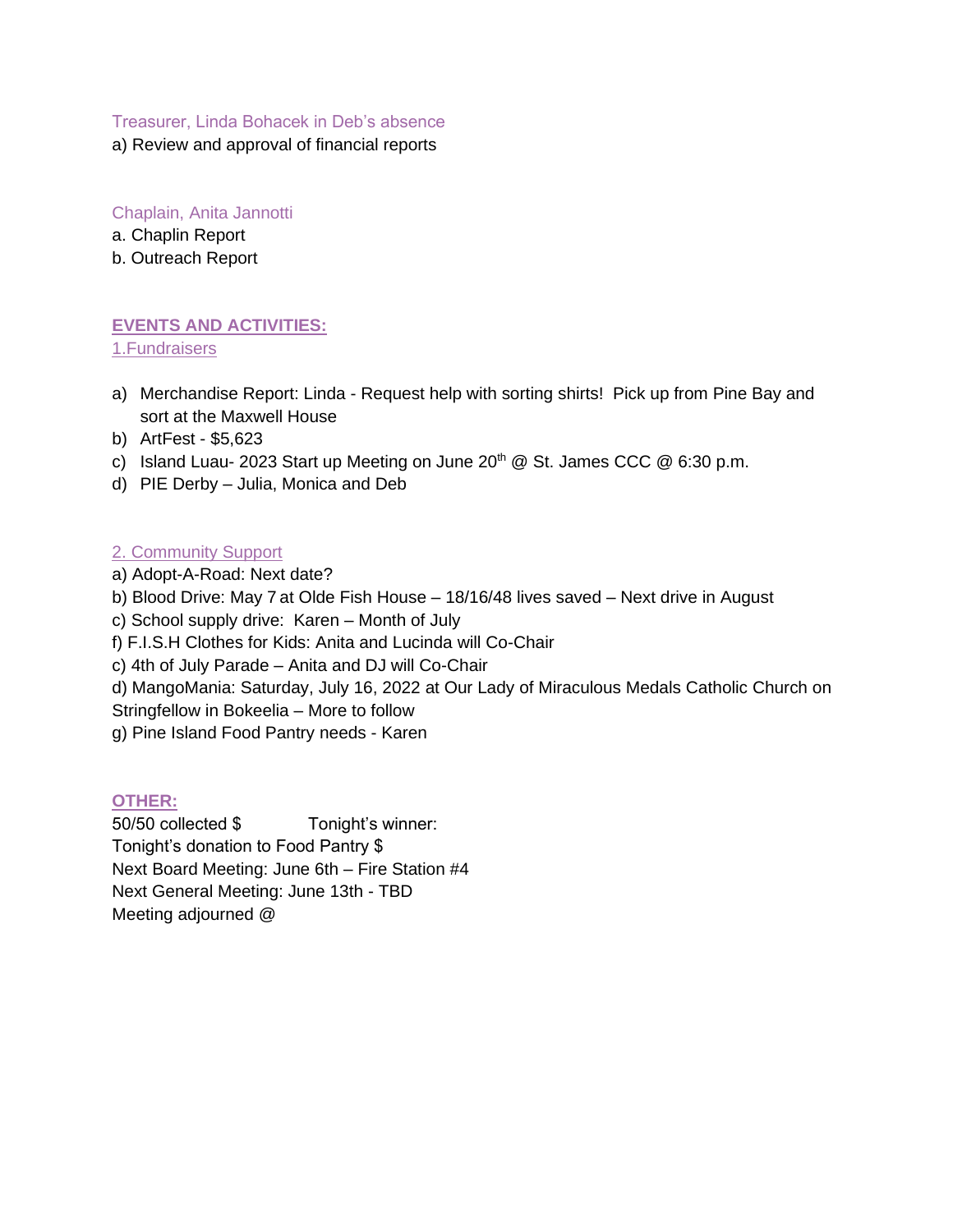Treasurer, Linda Bohacek in Deb's absence

a) Review and approval of financial reports

Chaplain, Anita Jannotti

a. Chaplin Report
b. Outreach Report

**EVENTS AND ACTIVITIES:**

1.Fundraisers

a) Merchandise Report: Linda - Request help with sorting shirts! Pick up from Pine Bay and sort at the Maxwell House
b) ArtFest - $5,623
c) Island Luau- 2023 Start up Meeting on June 20th @ St. James CCC @ 6:30 p.m.
d) PIE Derby – Julia, Monica and Deb

2. Community Support

a) Adopt-A-Road: Next date?
b) Blood Drive: May 7 at Olde Fish House – 18/16/48 lives saved – Next drive in August
c) School supply drive: Karen – Month of July
f) F.I.S.H Clothes for Kids: Anita and Lucinda will Co-Chair
c) 4th of July Parade – Anita and DJ will Co-Chair
d) MangoMania: Saturday, July 16, 2022 at Our Lady of Miraculous Medals Catholic Church on Stringfellow in Bokeelia – More to follow
g) Pine Island Food Pantry needs - Karen

**OTHER:**

50/50 collected $ Tonight's winner:
Tonight's donation to Food Pantry $
Next Board Meeting: June 6th – Fire Station #4
Next General Meeting: June 13th - TBD
Meeting adjourned @